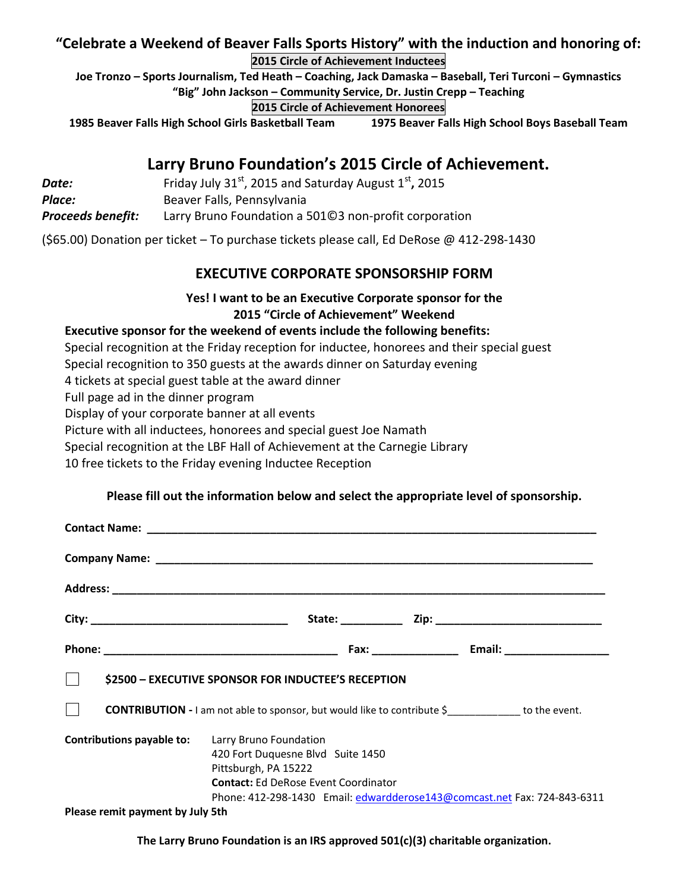## "Celebrate a Weekend of Beaver Falls Sports History" with the induction and honoring of:

**2015 Circle of Achievement Inductees**

**Joe Tronzo – Sports Journalism, Ted Heath – Coaching, Jack Damaska – Baseball, Teri Turconi – Gymnastics**
**"Big" John Jackson – Community Service, Dr. Justin Crepp – Teaching**

**2015 Circle of Achievement Honorees**

**1985 Beaver Falls High School Girls Basketball Team** **1975 Beaver Falls High School Boys Baseball Team**

# Larry Bruno Foundation's 2015 Circle of Achievement.

***Date:*** Friday July 31st, 2015 and Saturday August 1st**,** 2015
***Place:*** Beaver Falls, Pennsylvania
***Proceeds benefit:*** Larry Bruno Foundation a 501©3 non-profit corporation

($65.00) Donation per ticket – To purchase tickets please call, Ed DeRose @ 412-298-1430

## EXECUTIVE CORPORATE SPONSORSHIP FORM

**Yes! I want to be an Executive Corporate sponsor for the**
**2015 "Circle of Achievement" Weekend**

**Executive sponsor for the weekend of events include the following benefits:**

Special recognition at the Friday reception for inductee, honorees and their special guest
Special recognition to 350 guests at the awards dinner on Saturday evening
4 tickets at special guest table at the award dinner
Full page ad in the dinner program
Display of your corporate banner at all events
Picture with all inductees, honorees and special guest Joe Namath
Special recognition at the LBF Hall of Achievement at the Carnegie Library
10 free tickets to the Friday evening Inductee Reception

**Please fill out the information below and select the appropriate level of sponsorship.**

**Contact Name:** ______________________________________________

**Company Name:** ______________________________________________

**Address:** ______________________________________________

**City:** ____________________ **State:** __________ **Zip:** ____________________

**Phone:** ____________________ **Fax:** ______________ **Email:** ________________

☐ **$2500 – EXECUTIVE SPONSOR FOR INDUCTEE'S RECEPTION**

☐ **CONTRIBUTION -** I am not able to sponsor, but would like to contribute $____________ to the event.

**Contributions payable to:** Larry Bruno Foundation
420 Fort Duquesne Blvd Suite 1450
Pittsburgh, PA 15222
**Contact:** Ed DeRose Event Coordinator
Phone: 412-298-1430 Email: edwardderose143@comcast.net Fax: 724-843-6311

**Please remit payment by July 5th**

**The Larry Bruno Foundation is an IRS approved 501(c)(3) charitable organization.**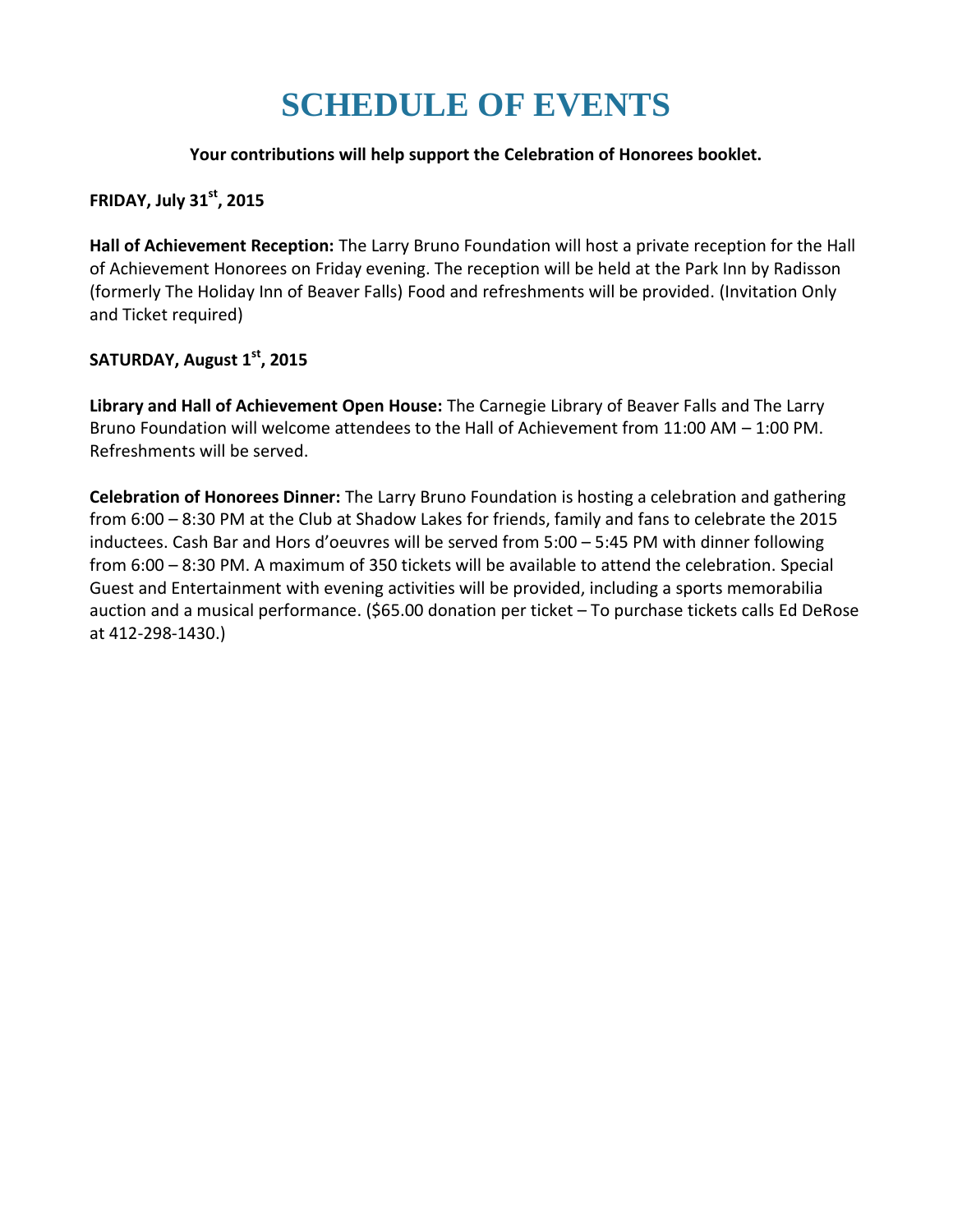# SCHEDULE OF EVENTS

**Your contributions will help support the Celebration of Honorees booklet.**

**FRIDAY, July 31st, 2015**

**Hall of Achievement Reception:** The Larry Bruno Foundation will host a private reception for the Hall of Achievement Honorees on Friday evening. The reception will be held at the Park Inn by Radisson (formerly The Holiday Inn of Beaver Falls) Food and refreshments will be provided. (Invitation Only and Ticket required)

**SATURDAY, August 1st, 2015**

**Library and Hall of Achievement Open House:** The Carnegie Library of Beaver Falls and The Larry Bruno Foundation will welcome attendees to the Hall of Achievement from 11:00 AM – 1:00 PM. Refreshments will be served.

**Celebration of Honorees Dinner:** The Larry Bruno Foundation is hosting a celebration and gathering from 6:00 – 8:30 PM at the Club at Shadow Lakes for friends, family and fans to celebrate the 2015 inductees. Cash Bar and Hors d'oeuvres will be served from 5:00 – 5:45 PM with dinner following from 6:00 – 8:30 PM. A maximum of 350 tickets will be available to attend the celebration. Special Guest and Entertainment with evening activities will be provided, including a sports memorabilia auction and a musical performance. ($65.00 donation per ticket – To purchase tickets calls Ed DeRose at 412-298-1430.)